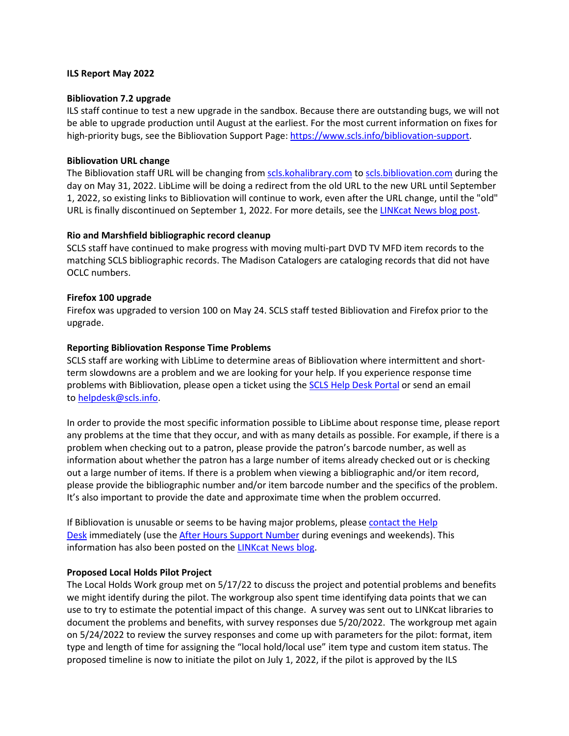**ILS Report May 2022**

**Bibliovation 7.2 upgrade**

ILS staff continue to test a new upgrade in the sandbox. Because there are outstanding bugs, we will not be able to upgrade production until August at the earliest. For the most current information on fixes for high-priority bugs, see the Bibliovation Support Page: https://www.scls.info/bibliovation-support.

**Bibliovation URL change**

The Bibliovation staff URL will be changing from scls.kohalibrary.com to scls.bibliovation.com during the day on May 31, 2022. LibLime will be doing a redirect from the old URL to the new URL until September 1, 2022, so existing links to Bibliovation will continue to work, even after the URL change, until the "old" URL is finally discontinued on September 1, 2022. For more details, see the LINKcat News blog post.

**Rio and Marshfield bibliographic record cleanup**

SCLS staff have continued to make progress with moving multi-part DVD TV MFD item records to the matching SCLS bibliographic records. The Madison Catalogers are cataloging records that did not have OCLC numbers.

**Firefox 100 upgrade**

Firefox was upgraded to version 100 on May 24. SCLS staff tested Bibliovation and Firefox prior to the upgrade.

**Reporting Bibliovation Response Time Problems**

SCLS staff are working with LibLime to determine areas of Bibliovation where intermittent and short-term slowdowns are a problem and we are looking for your help. If you experience response time problems with Bibliovation, please open a ticket using the SCLS Help Desk Portal or send an email to helpdesk@scls.info.

In order to provide the most specific information possible to LibLime about response time, please report any problems at the time that they occur, and with as many details as possible. For example, if there is a problem when checking out to a patron, please provide the patron's barcode number, as well as information about whether the patron has a large number of items already checked out or is checking out a large number of items. If there is a problem when viewing a bibliographic and/or item record, please provide the bibliographic number and/or item barcode number and the specifics of the problem. It's also important to provide the date and approximate time when the problem occurred.

If Bibliovation is unusable or seems to be having major problems, please contact the Help Desk immediately (use the After Hours Support Number during evenings and weekends). This information has also been posted on the LINKcat News blog.

**Proposed Local Holds Pilot Project**

The Local Holds Work group met on 5/17/22 to discuss the project and potential problems and benefits we might identify during the pilot. The workgroup also spent time identifying data points that we can use to try to estimate the potential impact of this change. A survey was sent out to LINKcat libraries to document the problems and benefits, with survey responses due 5/20/2022. The workgroup met again on 5/24/2022 to review the survey responses and come up with parameters for the pilot: format, item type and length of time for assigning the "local hold/local use" item type and custom item status. The proposed timeline is now to initiate the pilot on July 1, 2022, if the pilot is approved by the ILS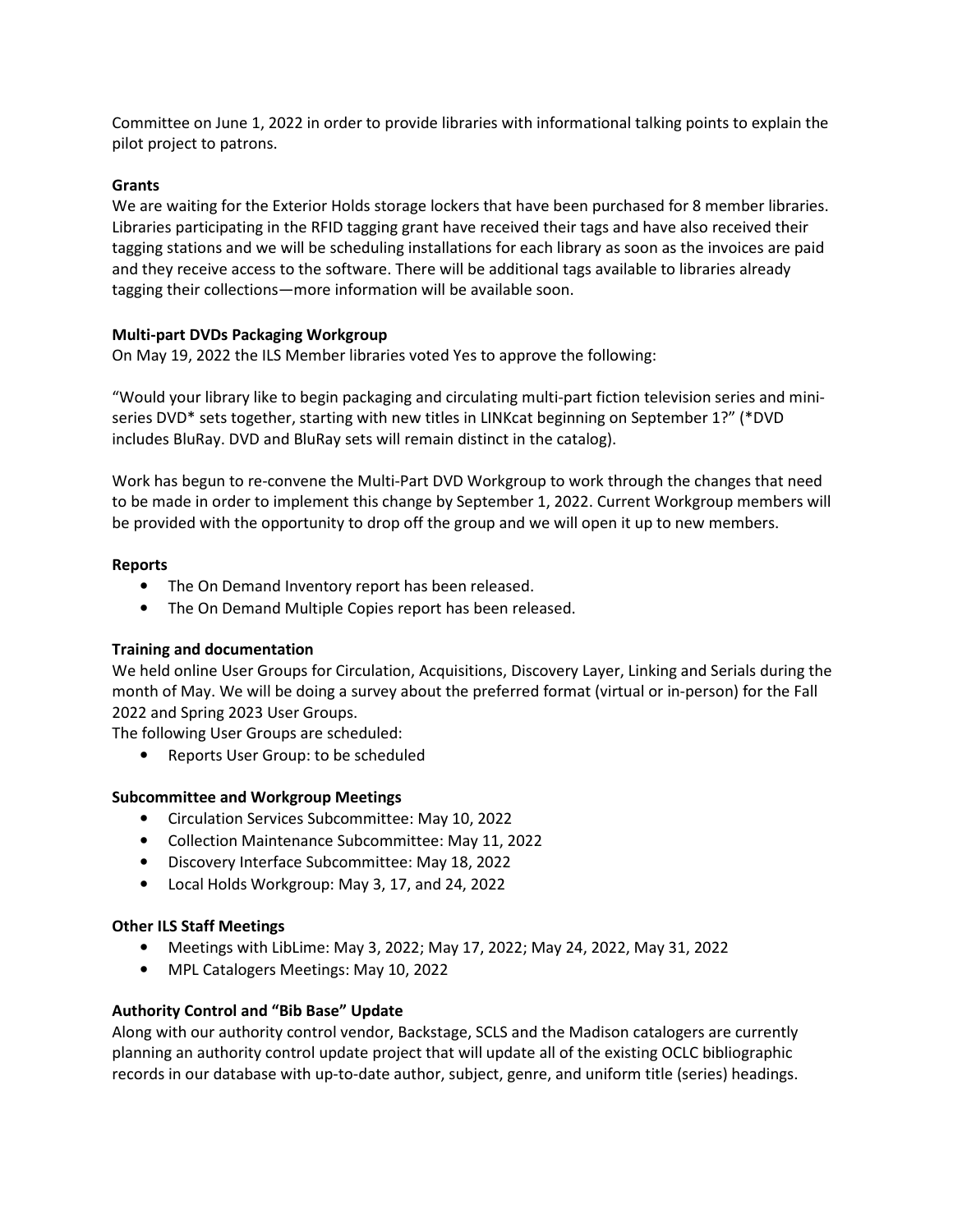Committee on June 1, 2022 in order to provide libraries with informational talking points to explain the pilot project to patrons.

**Grants**

We are waiting for the Exterior Holds storage lockers that have been purchased for 8 member libraries. Libraries participating in the RFID tagging grant have received their tags and have also received their tagging stations and we will be scheduling installations for each library as soon as the invoices are paid and they receive access to the software. There will be additional tags available to libraries already tagging their collections—more information will be available soon.

**Multi-part DVDs Packaging Workgroup**

On May 19, 2022 the ILS Member libraries voted Yes to approve the following:

"Would your library like to begin packaging and circulating multi-part fiction television series and mini-series DVD* sets together, starting with new titles in LINKcat beginning on September 1?" (*DVD includes BluRay. DVD and BluRay sets will remain distinct in the catalog).

Work has begun to re-convene the Multi-Part DVD Workgroup to work through the changes that need to be made in order to implement this change by September 1, 2022. Current Workgroup members will be provided with the opportunity to drop off the group and we will open it up to new members.

**Reports**

- The On Demand Inventory report has been released.
- The On Demand Multiple Copies report has been released.

**Training and documentation**

We held online User Groups for Circulation, Acquisitions, Discovery Layer, Linking and Serials during the month of May. We will be doing a survey about the preferred format (virtual or in-person) for the Fall 2022 and Spring 2023 User Groups.

The following User Groups are scheduled:

- Reports User Group: to be scheduled

**Subcommittee and Workgroup Meetings**

- Circulation Services Subcommittee: May 10, 2022
- Collection Maintenance Subcommittee: May 11, 2022
- Discovery Interface Subcommittee: May 18, 2022
- Local Holds Workgroup: May 3, 17, and 24, 2022

**Other ILS Staff Meetings**

- Meetings with LibLime: May 3, 2022; May 17, 2022; May 24, 2022, May 31, 2022
- MPL Catalogers Meetings: May 10, 2022

**Authority Control and "Bib Base" Update**

Along with our authority control vendor, Backstage, SCLS and the Madison catalogers are currently planning an authority control update project that will update all of the existing OCLC bibliographic records in our database with up-to-date author, subject, genre, and uniform title (series) headings.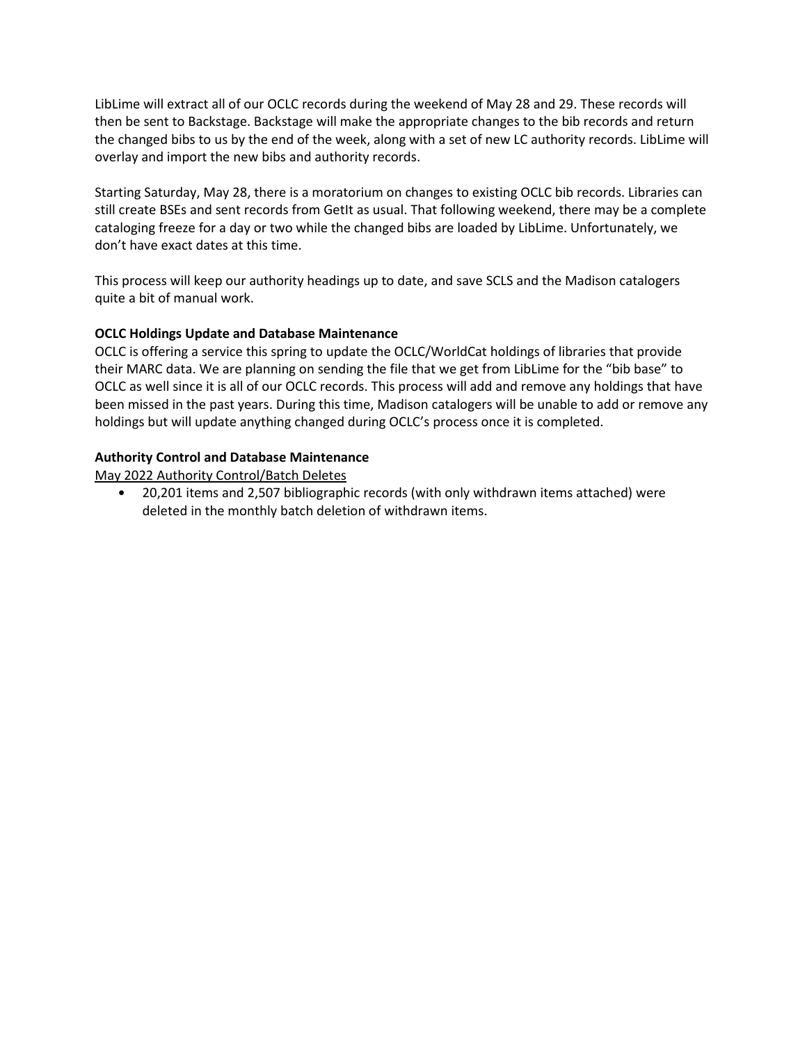LibLime will extract all of our OCLC records during the weekend of May 28 and 29. These records will then be sent to Backstage. Backstage will make the appropriate changes to the bib records and return the changed bibs to us by the end of the week, along with a set of new LC authority records. LibLime will overlay and import the new bibs and authority records.

Starting Saturday, May 28, there is a moratorium on changes to existing OCLC bib records. Libraries can still create BSEs and sent records from GetIt as usual. That following weekend, there may be a complete cataloging freeze for a day or two while the changed bibs are loaded by LibLime. Unfortunately, we don't have exact dates at this time.

This process will keep our authority headings up to date, and save SCLS and the Madison catalogers quite a bit of manual work.

**OCLC Holdings Update and Database Maintenance**

OCLC is offering a service this spring to update the OCLC/WorldCat holdings of libraries that provide their MARC data. We are planning on sending the file that we get from LibLime for the "bib base" to OCLC as well since it is all of our OCLC records. This process will add and remove any holdings that have been missed in the past years. During this time, Madison catalogers will be unable to add or remove any holdings but will update anything changed during OCLC's process once it is completed.

**Authority Control and Database Maintenance**

<u>May 2022 Authority Control/Batch Deletes</u>

- 20,201 items and 2,507 bibliographic records (with only withdrawn items attached) were deleted in the monthly batch deletion of withdrawn items.